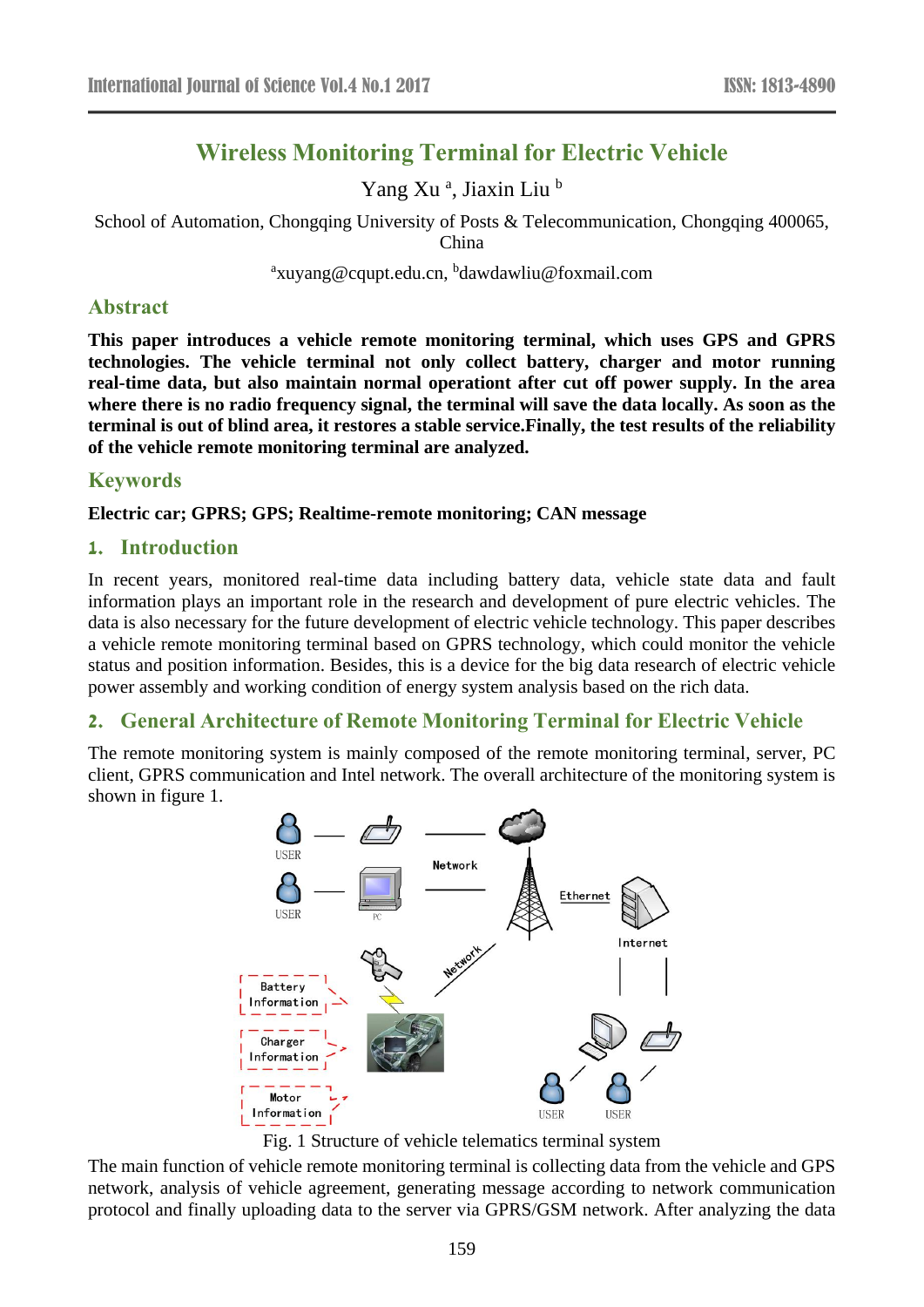# Wireless Monitoring Terminal for Electric Vehicle

Yang Xu [a], Jiaxin Liu [b]

School of Automation, Chongqing University of Posts & Telecommunication, Chongqing 400065, China

[a]xuyang@cqupt.edu.cn, [b]dawdawliu@foxmail.com

## Abstract

**This paper introduces a vehicle remote monitoring terminal, which uses GPS and GPRS technologies. The vehicle terminal not only collect battery, charger and motor running real-time data, but also maintain normal operationt after cut off power supply. In the area where there is no radio frequency signal, the terminal will save the data locally. As soon as the terminal is out of blind area, it restores a stable service.Finally, the test results of the reliability of the vehicle remote monitoring terminal are analyzed.**

## Keywords

**Electric car; GPRS; GPS; Realtime-remote monitoring; CAN message**

## 1. Introduction

In recent years, monitored real-time data including battery data, vehicle state data and fault information plays an important role in the research and development of pure electric vehicles. The data is also necessary for the future development of electric vehicle technology. This paper describes a vehicle remote monitoring terminal based on GPRS technology, which could monitor the vehicle status and position information. Besides, this is a device for the big data research of electric vehicle power assembly and working condition of energy system analysis based on the rich data.

## 2. General Architecture of Remote Monitoring Terminal for Electric Vehicle

The remote monitoring system is mainly composed of the remote monitoring terminal, server, PC client, GPRS communication and Intel network. The overall architecture of the monitoring system is shown in figure 1.

Fig. 1 Structure of vehicle telematics terminal system

The main function of vehicle remote monitoring terminal is collecting data from the vehicle and GPS network, analysis of vehicle agreement, generating message according to network communication protocol and finally uploading data to the server via GPRS/GSM network. After analyzing the data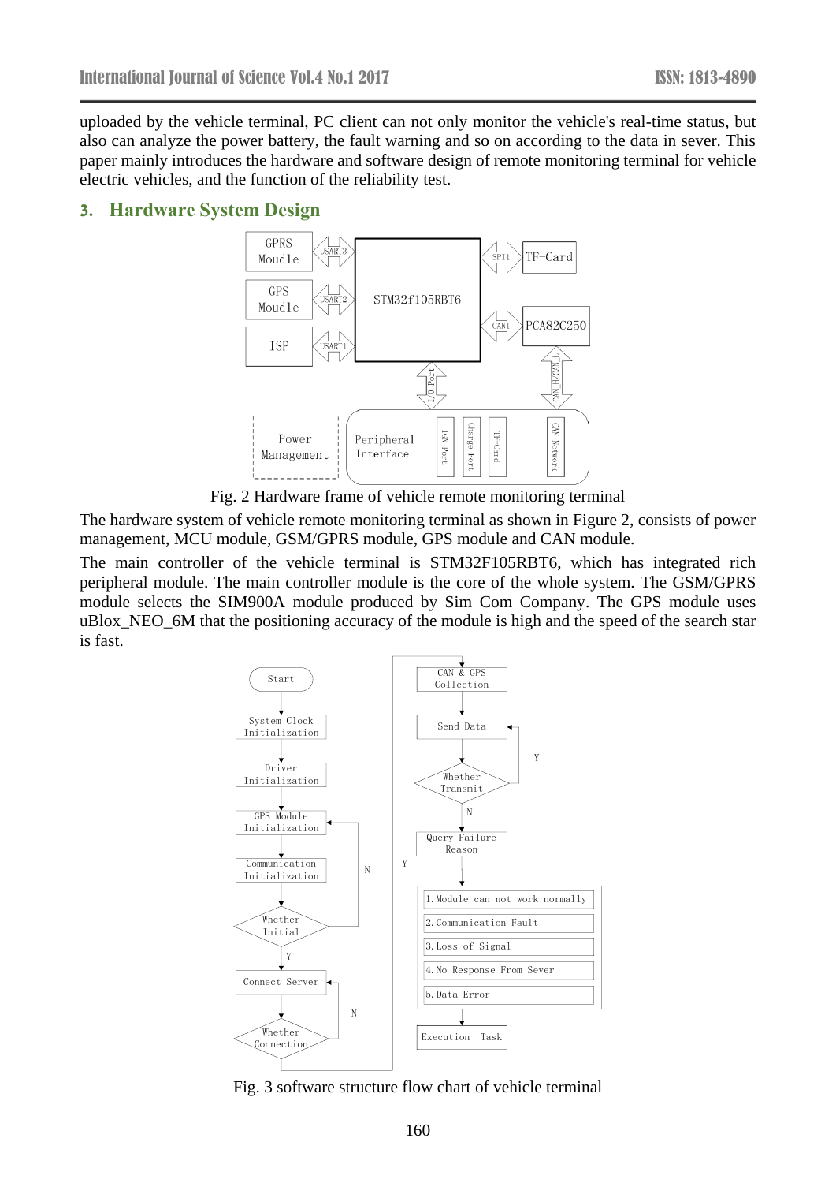uploaded by the vehicle terminal, PC client can not only monitor the vehicle's real-time status, but also can analyze the power battery, the fault warning and so on according to the data in sever. This paper mainly introduces the hardware and software design of remote monitoring terminal for vehicle electric vehicles, and the function of the reliability test.

## 3. Hardware System Design

Fig. 2 Hardware frame of vehicle remote monitoring terminal

The hardware system of vehicle remote monitoring terminal as shown in Figure 2, consists of power management, MCU module, GSM/GPRS module, GPS module and CAN module.

The main controller of the vehicle terminal is STM32F105RBT6, which has integrated rich peripheral module. The main controller module is the core of the whole system. The GSM/GPRS module selects the SIM900A module produced by Sim Com Company. The GPS module uses uBlox_NEO_6M that the positioning accuracy of the module is high and the speed of the search star is fast.

Fig. 3 software structure flow chart of vehicle terminal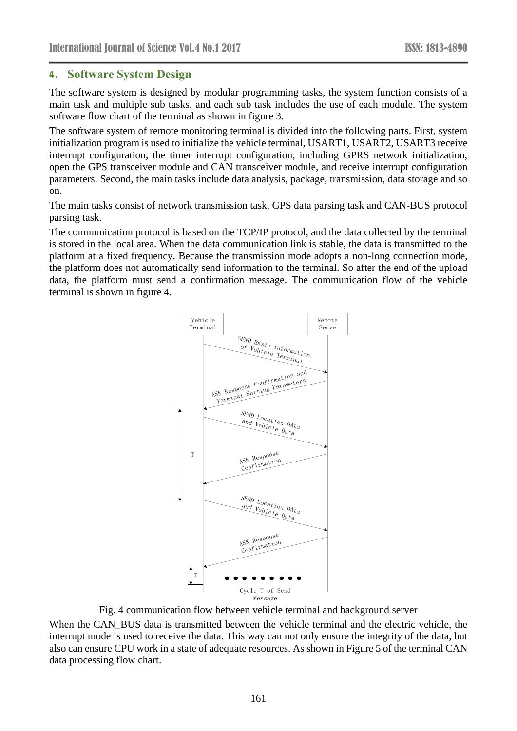## 4. Software System Design

The software system is designed by modular programming tasks, the system function consists of a main task and multiple sub tasks, and each sub task includes the use of each module. The system software flow chart of the terminal as shown in figure 3.

The software system of remote monitoring terminal is divided into the following parts. First, system initialization program is used to initialize the vehicle terminal, USART1, USART2, USART3 receive interrupt configuration, the timer interrupt configuration, including GPRS network initialization, open the GPS transceiver module and CAN transceiver module, and receive interrupt configuration parameters. Second, the main tasks include data analysis, package, transmission, data storage and so on.

The main tasks consist of network transmission task, GPS data parsing task and CAN-BUS protocol parsing task.

The communication protocol is based on the TCP/IP protocol, and the data collected by the terminal is stored in the local area. When the data communication link is stable, the data is transmitted to the platform at a fixed frequency. Because the transmission mode adopts a non-long connection mode, the platform does not automatically send information to the terminal. So after the end of the upload data, the platform must send a confirmation message. The communication flow of the vehicle terminal is shown in figure 4.

Fig. 4 communication flow between vehicle terminal and background server

When the CAN_BUS data is transmitted between the vehicle terminal and the electric vehicle, the interrupt mode is used to receive the data. This way can not only ensure the integrity of the data, but also can ensure CPU work in a state of adequate resources. As shown in Figure 5 of the terminal CAN data processing flow chart.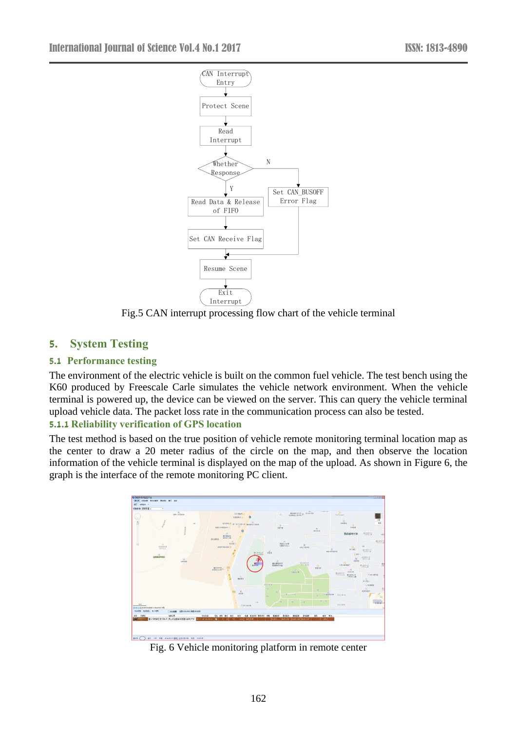Fig.5 CAN interrupt processing flow chart of the vehicle terminal

## 5. System Testing

### 5.1 Performance testing

The environment of the electric vehicle is built on the common fuel vehicle. The test bench using the K60 produced by Freescale Carle simulates the vehicle network environment. When the vehicle terminal is powered up, the device can be viewed on the server. This can query the vehicle terminal upload vehicle data. The packet loss rate in the communication process can also be tested.

#### 5.1.1 Reliability verification of GPS location

The test method is based on the true position of vehicle remote monitoring terminal location map as the center to draw a 20 meter radius of the circle on the map, and then observe the location information of the vehicle terminal is displayed on the map of the upload. As shown in Figure 6, the graph is the interface of the remote monitoring PC client.

Fig. 6 Vehicle monitoring platform in remote center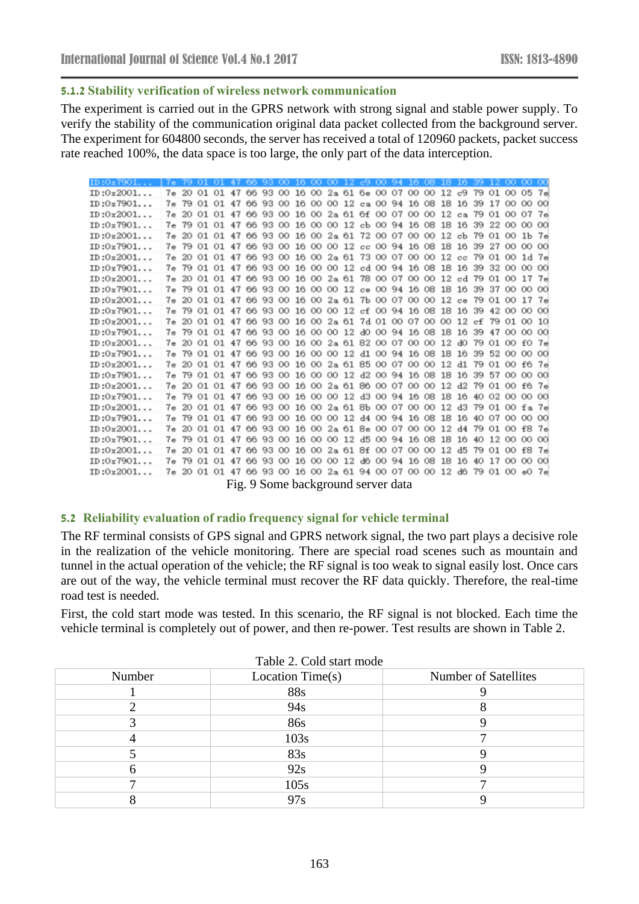### 5.1.2 Stability verification of wireless network communication

The experiment is carried out in the GPRS network with strong signal and stable power supply. To verify the stability of the communication original data packet collected from the background server. The experiment for 604800 seconds, the server has received a total of 120960 packets, packet success rate reached 100%, the data space is too large, the only part of the data interception.

```
ID:0x7901...  7e 79 01 01 47 66 93 00 16 00 00 12 c9 00 94 16 08 18 16 39 12 00 00 00
ID:0x2001...  7e 20 01 01 47 66 93 00 16 00 2a 61 6e 00 07 00 00 12 c9 79 01 00 05 7e
ID:0x7901...  7e 79 01 01 47 66 93 00 16 00 00 12 ca 00 94 16 08 18 16 39 17 00 00 00
ID:0x2001...  7e 20 01 01 47 66 93 00 16 00 2a 61 6f 00 07 00 00 12 ca 79 01 00 07 7e
ID:0x7901...  7e 79 01 01 47 66 93 00 16 00 00 12 cb 00 94 16 08 18 16 39 22 00 00 00
ID:0x2001...  7e 20 01 01 47 66 93 00 16 00 2a 61 72 00 07 00 00 12 cb 79 01 00 1b 7e
ID:0x7901...  7e 79 01 01 47 66 93 00 16 00 00 12 cc 00 94 16 08 18 16 39 27 00 00 00
ID:0x2001...  7e 20 01 01 47 66 93 00 16 00 2a 61 73 00 07 00 00 12 cc 79 01 00 1d 7e
ID:0x7901...  7e 79 01 01 47 66 93 00 16 00 00 12 cd 00 94 16 08 18 16 39 32 00 00 00
ID:0x2001...  7e 20 01 01 47 66 93 00 16 00 2a 61 78 00 07 00 00 12 cd 79 01 00 17 7e
ID:0x7901...  7e 79 01 01 47 66 93 00 16 00 00 12 ce 00 94 16 08 18 16 39 37 00 00 00
ID:0x2001...  7e 20 01 01 47 66 93 00 16 00 2a 61 7b 00 07 00 00 12 ce 79 01 00 17 7e
ID:0x7901...  7e 79 01 01 47 66 93 00 16 00 00 12 cf 00 94 16 08 18 16 39 42 00 00 00
ID:0x2001...  7e 20 01 01 47 66 93 00 16 00 2a 61 7d 01 00 07 00 00 12 cf 79 01 00 10
ID:0x7901...  7e 79 01 01 47 66 93 00 16 00 00 12 d0 00 94 16 08 18 16 39 47 00 00 00
ID:0x2001...  7e 20 01 01 47 66 93 00 16 00 2a 61 82 00 07 00 00 12 d0 79 01 00 f0 7e
ID:0x7901...  7e 79 01 01 47 66 93 00 16 00 00 12 d1 00 94 16 08 18 16 39 52 00 00 00
ID:0x2001...  7e 20 01 01 47 66 93 00 16 00 2a 61 85 00 07 00 00 12 d1 79 01 00 f6 7e
ID:0x7901...  7e 79 01 01 47 66 93 00 16 00 00 12 d2 00 94 16 08 18 16 39 57 00 00 00
ID:0x2001...  7e 20 01 01 47 66 93 00 16 00 2a 61 86 00 07 00 00 12 d2 79 01 00 f6 7e
ID:0x7901...  7e 79 01 01 47 66 93 00 16 00 00 12 d3 00 94 16 08 18 16 40 02 00 00 00
ID:0x2001...  7e 20 01 01 47 66 93 00 16 00 2a 61 8b 00 07 00 00 12 d3 79 01 00 fa 7e
ID:0x7901...  7e 79 01 01 47 66 93 00 16 00 00 12 d4 00 94 16 08 18 16 40 07 00 00 00
ID:0x2001...  7e 20 01 01 47 66 93 00 16 00 2a 61 8e 00 07 00 00 12 d4 79 01 00 f8 7e
ID:0x7901...  7e 79 01 01 47 66 93 00 16 00 00 12 d5 00 94 16 08 18 16 40 12 00 00 00
ID:0x2001...  7e 20 01 01 47 66 93 00 16 00 2a 61 8f 00 07 00 00 12 d5 79 01 00 f8 7e
ID:0x7901...  7e 79 01 01 47 66 93 00 16 00 00 12 d6 00 94 16 08 18 16 40 17 00 00 00
ID:0x2001...  7e 20 01 01 47 66 93 00 16 00 2a 61 94 00 07 00 00 12 d6 79 01 00 e0 7e
```

Fig. 9 Some background server data

## 5.2 Reliability evaluation of radio frequency signal for vehicle terminal

The RF terminal consists of GPS signal and GPRS network signal, the two part plays a decisive role in the realization of the vehicle monitoring. There are special road scenes such as mountain and tunnel in the actual operation of the vehicle; the RF signal is too weak to signal easily lost. Once cars are out of the way, the vehicle terminal must recover the RF data quickly. Therefore, the real-time road test is needed.

First, the cold start mode was tested. In this scenario, the RF signal is not blocked. Each time the vehicle terminal is completely out of power, and then re-power. Test results are shown in Table 2.

Table 2. Cold start mode

| Number | Location Time(s) | Number of Satellites |
|---|---|---|
| 1 | 88s | 9 |
| 2 | 94s | 8 |
| 3 | 86s | 9 |
| 4 | 103s | 7 |
| 5 | 83s | 9 |
| 6 | 92s | 9 |
| 7 | 105s | 7 |
| 8 | 97s | 9 |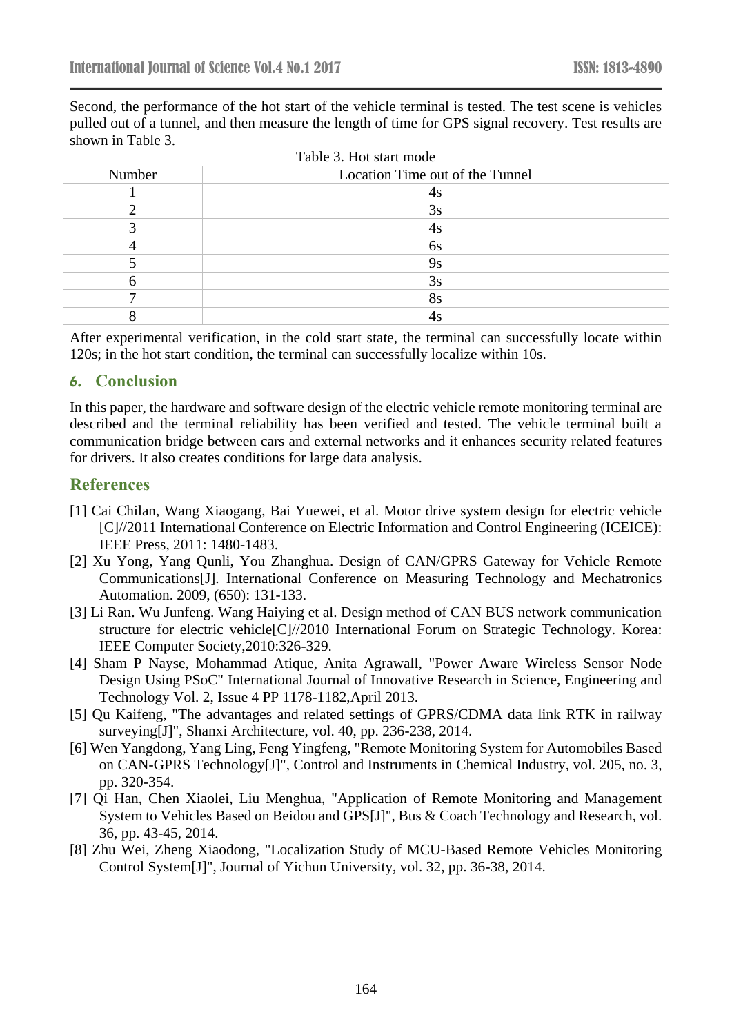Second, the performance of the hot start of the vehicle terminal is tested. The test scene is vehicles pulled out of a tunnel, and then measure the length of time for GPS signal recovery. Test results are shown in Table 3.

Table 3. Hot start mode

| Number | Location Time out of the Tunnel |
| --- | --- |
| 1 | 4s |
| 2 | 3s |
| 3 | 4s |
| 4 | 6s |
| 5 | 9s |
| 6 | 3s |
| 7 | 8s |
| 8 | 4s |

After experimental verification, in the cold start state, the terminal can successfully locate within 120s; in the hot start condition, the terminal can successfully localize within 10s.

## 6. Conclusion

In this paper, the hardware and software design of the electric vehicle remote monitoring terminal are described and the terminal reliability has been verified and tested. The vehicle terminal built a communication bridge between cars and external networks and it enhances security related features for drivers. It also creates conditions for large data analysis.

## References

[1] Cai Chilan, Wang Xiaogang, Bai Yuewei, et al. Motor drive system design for electric vehicle [C]//2011 International Conference on Electric Information and Control Engineering (ICEICE): IEEE Press, 2011: 1480-1483.

[2] Xu Yong, Yang Qunli, You Zhanghua. Design of CAN/GPRS Gateway for Vehicle Remote Communications[J]. International Conference on Measuring Technology and Mechatronics Automation. 2009, (650): 131-133.

[3] Li Ran. Wu Junfeng. Wang Haiying et al. Design method of CAN BUS network communication structure for electric vehicle[C]//2010 International Forum on Strategic Technology. Korea: IEEE Computer Society,2010:326-329.

[4] Sham P Nayse, Mohammad Atique, Anita Agrawall, "Power Aware Wireless Sensor Node Design Using PSoC" International Journal of Innovative Research in Science, Engineering and Technology Vol. 2, Issue 4 PP 1178-1182,April 2013.

[5] Qu Kaifeng, "The advantages and related settings of GPRS/CDMA data link RTK in railway surveying[J]", Shanxi Architecture, vol. 40, pp. 236-238, 2014.

[6] Wen Yangdong, Yang Ling, Feng Yingfeng, "Remote Monitoring System for Automobiles Based on CAN-GPRS Technology[J]", Control and Instruments in Chemical Industry, vol. 205, no. 3, pp. 320-354.

[7] Qi Han, Chen Xiaolei, Liu Menghua, "Application of Remote Monitoring and Management System to Vehicles Based on Beidou and GPS[J]", Bus & Coach Technology and Research, vol. 36, pp. 43-45, 2014.

[8] Zhu Wei, Zheng Xiaodong, "Localization Study of MCU-Based Remote Vehicles Monitoring Control System[J]", Journal of Yichun University, vol. 32, pp. 36-38, 2014.